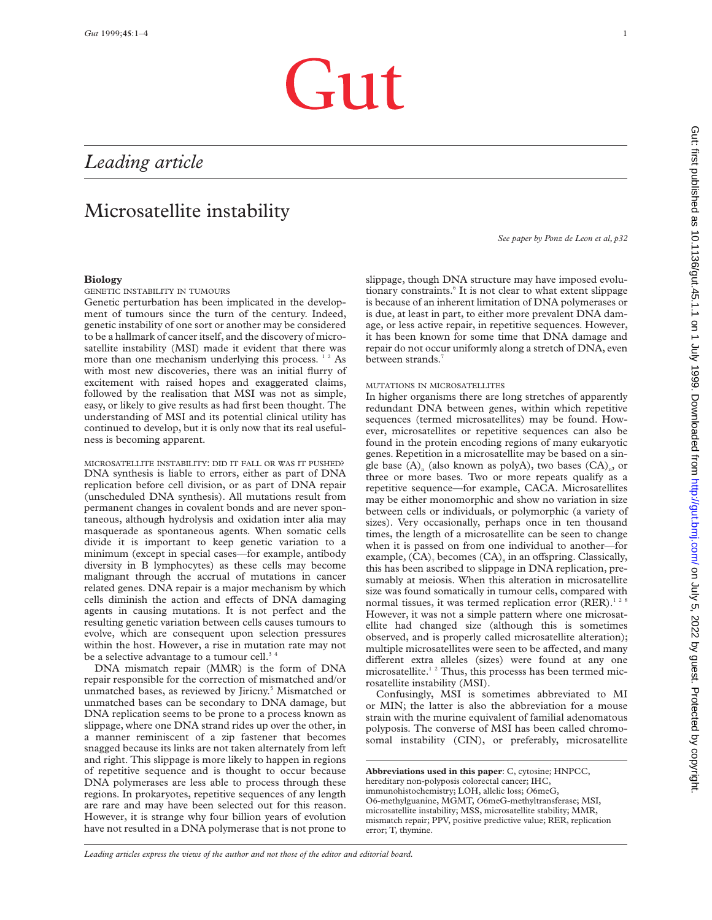# Gut

## *Leading article*

# Microsatellite instability

*See paper by Ponz de Leon et al, p32*

## Biology

### GENETIC INSTABILITY IN TUMOURS

Genetic perturbation has been implicated in the development of tumours since the turn of the century. Indeed, genetic instability of one sort or another may be considered to be a hallmark of cancer itself, and the discovery of microsatellite instability (MSI) made it evident that there was more than one mechanism underlying this process.[1 2] As with most new discoveries, there was an initial flurry of excitement with raised hopes and exaggerated claims, followed by the realisation that MSI was not as simple, easy, or likely to give results as had first been thought. The understanding of MSI and its potential clinical utility has continued to develop, but it is only now that its real usefulness is becoming apparent.

### MICROSATELLITE INSTABILITY: DID IT FALL OR WAS IT PUSHED?

DNA synthesis is liable to errors, either as part of DNA replication before cell division, or as part of DNA repair (unscheduled DNA synthesis). All mutations result from permanent changes in covalent bonds and are never spontaneous, although hydrolysis and oxidation inter alia may masquerade as spontaneous agents. When somatic cells divide it is important to keep genetic variation to a minimum (except in special cases—for example, antibody diversity in B lymphocytes) as these cells may become malignant through the accrual of mutations in cancer related genes. DNA repair is a major mechanism by which cells diminish the action and effects of DNA damaging agents in causing mutations. It is not perfect and the resulting genetic variation between cells causes tumours to evolve, which are consequent upon selection pressures within the host. However, a rise in mutation rate may not be a selective advantage to a tumour cell.[3 4]

DNA mismatch repair (MMR) is the form of DNA repair responsible for the correction of mismatched and/or unmatched bases, as reviewed by Jiricny.[5] Mismatched or unmatched bases can be secondary to DNA damage, but DNA replication seems to be prone to a process known as slippage, where one DNA strand rides up over the other, in a manner reminiscent of a zip fastener that becomes snagged because its links are not taken alternately from left and right. This slippage is more likely to happen in regions of repetitive sequence and is thought to occur because DNA polymerases are less able to process through these regions. In prokaryotes, repetitive sequences of any length are rare and may have been selected out for this reason. However, it is strange why four billion years of evolution have not resulted in a DNA polymerase that is not prone to slippage, though DNA structure may have imposed evolutionary constraints.[6] It is not clear to what extent slippage is because of an inherent limitation of DNA polymerases or is due, at least in part, to either more prevalent DNA damage, or less active repair, in repetitive sequences. However, it has been known for some time that DNA damage and repair do not occur uniformly along a stretch of DNA, even between strands.[7]

### MUTATIONS IN MICROSATELLITES

In higher organisms there are long stretches of apparently redundant DNA between genes, within which repetitive sequences (termed microsatellites) may be found. However, microsatellites or repetitive sequences can also be found in the protein encoding regions of many eukaryotic genes. Repetition in a microsatellite may be based on a single base $(A)_n$ (also known as polyA), two bases $(CA)_n$, or three or more bases. Two or more repeats qualify as a repetitive sequence—for example, CACA. Microsatellites may be either monomorphic and show no variation in size between cells or individuals, or polymorphic (a variety of sizes). Very occasionally, perhaps once in ten thousand times, the length of a microsatellite can be seen to change when it is passed on from one individual to another—for example, $(CA)_7$ becomes $(CA)_8$ in an offspring. Classically, this has been ascribed to slippage in DNA replication, presumably at meiosis. When this alteration in microsatellite size was found somatically in tumour cells, compared with normal tissues, it was termed replication error (RER).[1 2 8] However, it was not a simple pattern where one microsatellite had changed size (although this is sometimes observed, and is properly called microsatellite alteration); multiple microsatellites were seen to be affected, and many different extra alleles (sizes) were found at any one microsatellite.[1 2] Thus, this processs has been termed microsatellite instability (MSI).

Confusingly, MSI is sometimes abbreviated to MI or MIN; the latter is also the abbreviation for a mouse strain with the murine equivalent of familial adenomatous polyposis. The converse of MSI has been called chromosomal instability (CIN), or preferably, microsatellite

**Abbreviations used in this paper**: C, cytosine; HNPCC, hereditary non-polyposis colorectal cancer; IHC, immunohistochemistry; LOH, allelic loss; *O*6meG, O6-methylguanine, MGMT, *O*6meG-methyltransferase; MSI, microsatellite instability; MSS, microsatellite stability; MMR, mismatch repair; PPV, positive predictive value; RER, replication error; T, thymine.

*Leading articles express the views of the author and not those of the editor and editorial board.*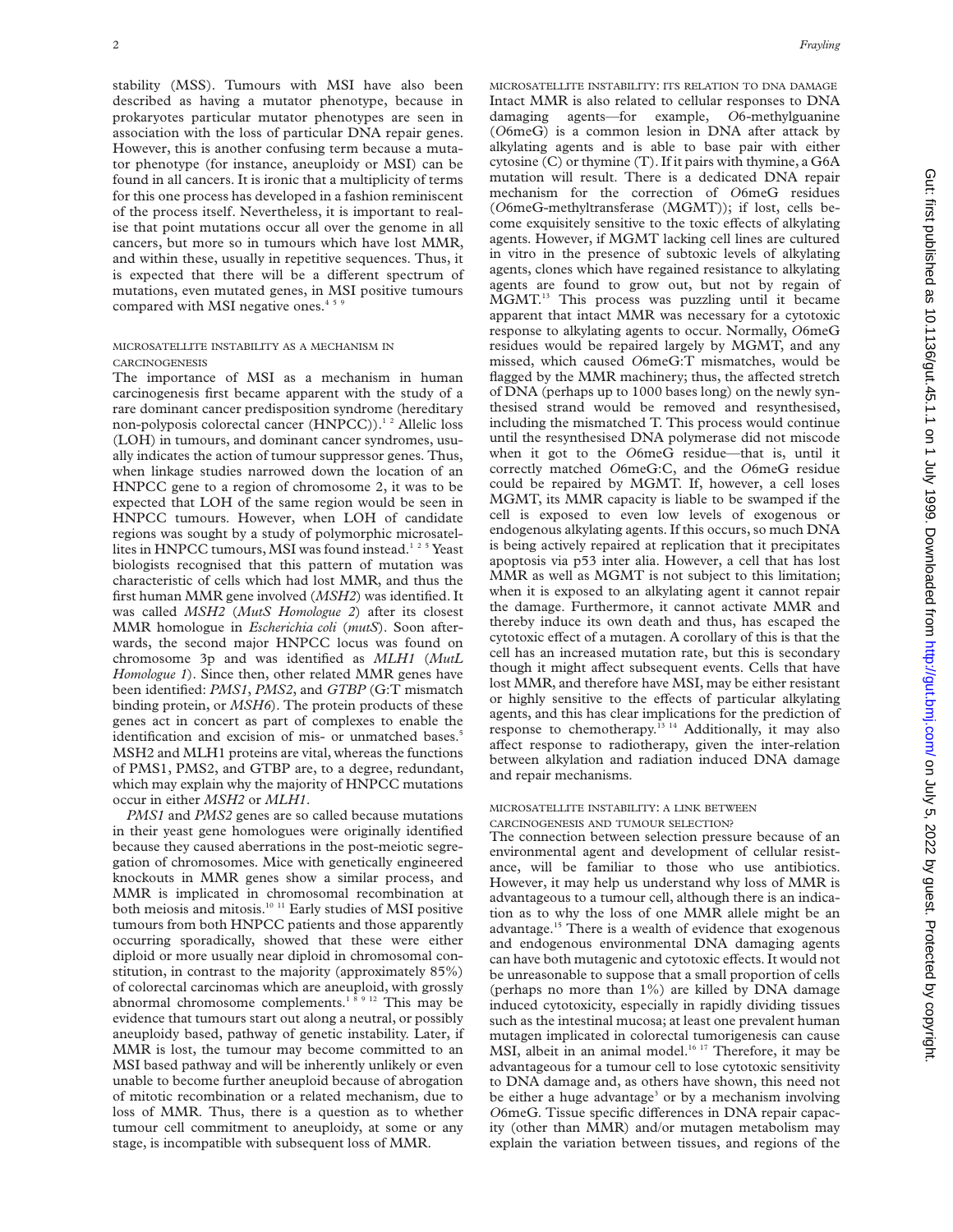stability (MSS). Tumours with MSI have also been described as having a mutator phenotype, because in prokaryotes particular mutator phenotypes are seen in association with the loss of particular DNA repair genes. However, this is another confusing term because a mutator phenotype (for instance, aneuploidy or MSI) can be found in all cancers. It is ironic that a multiplicity of terms for this one process has developed in a fashion reminiscent of the process itself. Nevertheless, it is important to realise that point mutations occur all over the genome in all cancers, but more so in tumours which have lost MMR, and within these, usually in repetitive sequences. Thus, it is expected that there will be a different spectrum of mutations, even mutated genes, in MSI positive tumours compared with MSI negative ones.[4 5 9]

### MICROSATELLITE INSTABILITY AS A MECHANISM IN CARCINOGENESIS

The importance of MSI as a mechanism in human carcinogenesis first became apparent with the study of a rare dominant cancer predisposition syndrome (hereditary non-polyposis colorectal cancer (HNPCC)).[1 2] Allelic loss (LOH) in tumours, and dominant cancer syndromes, usually indicates the action of tumour suppressor genes. Thus, when linkage studies narrowed down the location of an HNPCC gene to a region of chromosome 2, it was to be expected that LOH of the same region would be seen in HNPCC tumours. However, when LOH of candidate regions was sought by a study of polymorphic microsatellites in HNPCC tumours, MSI was found instead.[1 2 5] Yeast biologists recognised that this pattern of mutation was characteristic of cells which had lost MMR, and thus the first human MMR gene involved (*MSH2*) was identified. It was called *MSH2* (*MutS Homologue 2*) after its closest MMR homologue in *Escherichia coli* (*mutS*). Soon afterwards, the second major HNPCC locus was found on chromosome 3p and was identified as *MLH1* (*MutL Homologue 1*). Since then, other related MMR genes have been identified: *PMS1*, *PMS2*, and *GTBP* (G:T mismatch binding protein, or *MSH6*). The protein products of these genes act in concert as part of complexes to enable the identification and excision of mis- or unmatched bases.[5] MSH2 and MLH1 proteins are vital, whereas the functions of PMS1, PMS2, and GTBP are, to a degree, redundant, which may explain why the majority of HNPCC mutations occur in either *MSH2* or *MLH1*.

*PMS1* and *PMS2* genes are so called because mutations in their yeast gene homologues were originally identified because they caused aberrations in the post-meiotic segregation of chromosomes. Mice with genetically engineered knockouts in MMR genes show a similar process, and MMR is implicated in chromosomal recombination at both meiosis and mitosis.[10 11] Early studies of MSI positive tumours from both HNPCC patients and those apparently occurring sporadically, showed that these were either diploid or more usually near diploid in chromosomal constitution, in contrast to the majority (approximately 85%) of colorectal carcinomas which are aneuploid, with grossly abnormal chromosome complements.[1 8 9 12] This may be evidence that tumours start out along a neutral, or possibly aneuploidy based, pathway of genetic instability. Later, if MMR is lost, the tumour may become committed to an MSI based pathway and will be inherently unlikely or even unable to become further aneuploid because of abrogation of mitotic recombination or a related mechanism, due to loss of MMR. Thus, there is a question as to whether tumour cell commitment to aneuploidy, at some or any stage, is incompatible with subsequent loss of MMR.

### MICROSATELLITE INSTABILITY: ITS RELATION TO DNA DAMAGE

Intact MMR is also related to cellular responses to DNA damaging agents—for example, *O*6-methylguanine (*O*6meG) is a common lesion in DNA after attack by alkylating agents and is able to base pair with either cytosine (C) or thymine (T). If it pairs with thymine, a G6A mutation will result. There is a dedicated DNA repair mechanism for the correction of *O*6meG residues (*O*6meG-methyltransferase (MGMT)); if lost, cells become exquisitely sensitive to the toxic effects of alkylating agents. However, if MGMT lacking cell lines are cultured in vitro in the presence of subtoxic levels of alkylating agents, clones which have regained resistance to alkylating agents are found to grow out, but not by regain of MGMT.[13] This process was puzzling until it became apparent that intact MMR was necessary for a cytotoxic response to alkylating agents to occur. Normally, *O*6meG residues would be repaired largely by MGMT, and any missed, which caused *O*6meG:T mismatches, would be flagged by the MMR machinery; thus, the affected stretch of DNA (perhaps up to 1000 bases long) on the newly synthesised strand would be removed and resynthesised, including the mismatched T. This process would continue until the resynthesised DNA polymerase did not miscode when it got to the *O*6meG residue—that is, until it correctly matched *O*6meG:C, and the *O*6meG residue could be repaired by MGMT. If, however, a cell loses MGMT, its MMR capacity is liable to be swamped if the cell is exposed to even low levels of exogenous or endogenous alkylating agents. If this occurs, so much DNA is being actively repaired at replication that it precipitates apoptosis via p53 inter alia. However, a cell that has lost MMR as well as MGMT is not subject to this limitation; when it is exposed to an alkylating agent it cannot repair the damage. Furthermore, it cannot activate MMR and thereby induce its own death and thus, has escaped the cytotoxic effect of a mutagen. A corollary of this is that the cell has an increased mutation rate, but this is secondary though it might affect subsequent events. Cells that have lost MMR, and therefore have MSI, may be either resistant or highly sensitive to the effects of particular alkylating agents, and this has clear implications for the prediction of response to chemotherapy.[13 14] Additionally, it may also affect response to radiotherapy, given the inter-relation between alkylation and radiation induced DNA damage and repair mechanisms.

### MICROSATELLITE INSTABILITY: A LINK BETWEEN CARCINOGENESIS AND TUMOUR SELECTION?

The connection between selection pressure because of an environmental agent and development of cellular resistance, will be familiar to those who use antibiotics. However, it may help us understand why loss of MMR is advantageous to a tumour cell, although there is an indication as to why the loss of one MMR allele might be an advantage.[15] There is a wealth of evidence that exogenous and endogenous environmental DNA damaging agents can have both mutagenic and cytotoxic effects. It would not be unreasonable to suppose that a small proportion of cells (perhaps no more than 1%) are killed by DNA damage induced cytotoxicity, especially in rapidly dividing tissues such as the intestinal mucosa; at least one prevalent human mutagen implicated in colorectal tumorigenesis can cause MSI, albeit in an animal model.[16 17] Therefore, it may be advantageous for a tumour cell to lose cytotoxic sensitivity to DNA damage and, as others have shown, this need not be either a huge advantage[3] or by a mechanism involving *O*6meG. Tissue specific differences in DNA repair capacity (other than MMR) and/or mutagen metabolism may explain the variation between tissues, and regions of the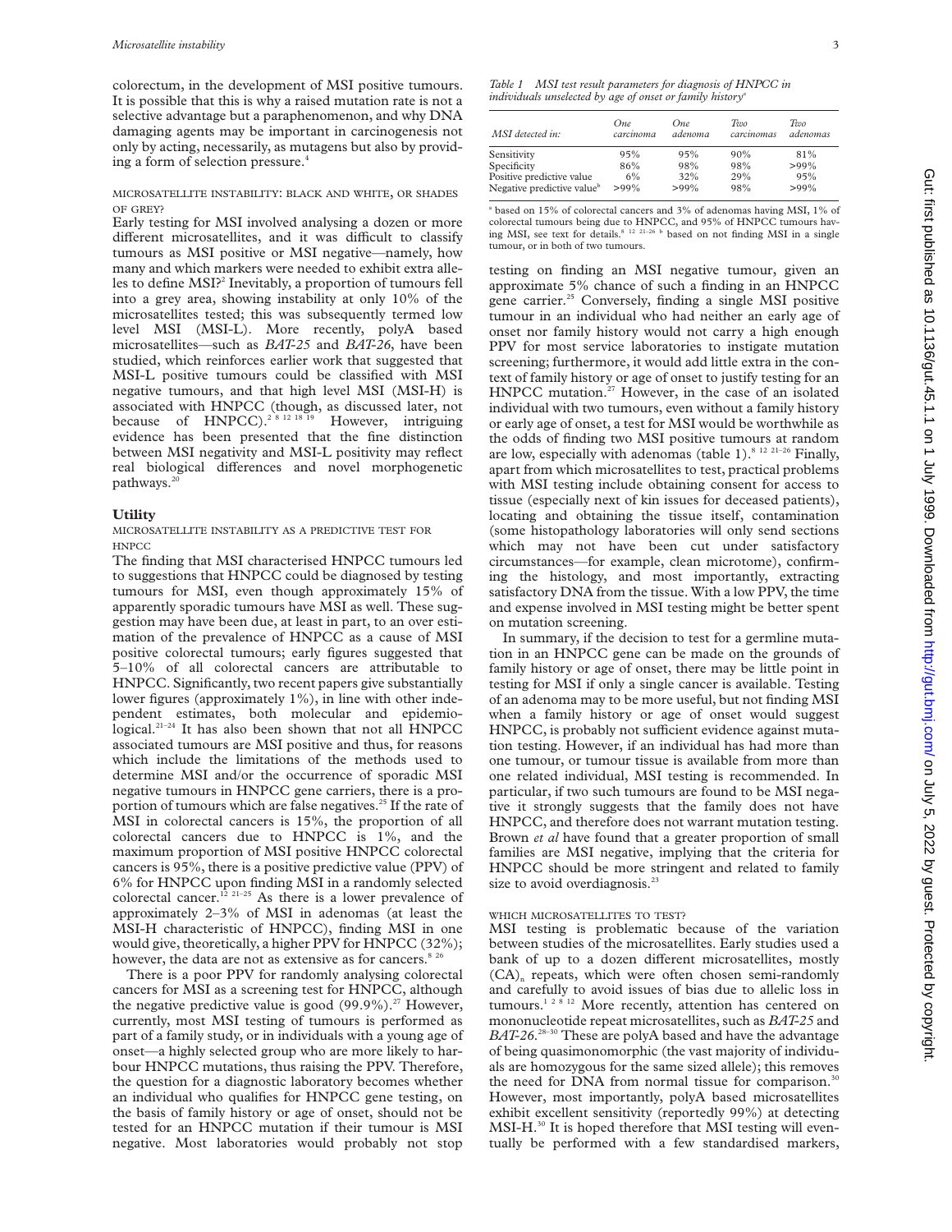colorectum, in the development of MSI positive tumours. It is possible that this is why a raised mutation rate is not a selective advantage but a paraphenomenon, and why DNA damaging agents may be important in carcinogenesis not only by acting, necessarily, as mutagens but also by providing a form of selection pressure.[4]

### MICROSATELLITE INSTABILITY: BLACK AND WHITE, OR SHADES OF GREY?

Early testing for MSI involved analysing a dozen or more different microsatellites, and it was difficult to classify tumours as MSI positive or MSI negative—namely, how many and which markers were needed to exhibit extra alleles to define MSI?[2] Inevitably, a proportion of tumours fell into a grey area, showing instability at only 10% of the microsatellites tested; this was subsequently termed low level MSI (MSI-L). More recently, polyA based microsatellites—such as *BAT-25* and *BAT-26*, have been studied, which reinforces earlier work that suggested that MSI-L positive tumours could be classified with MSI negative tumours, and that high level MSI (MSI-H) is associated with HNPCC (though, as discussed later, not because of HNPCC).[2 8 12 18 19] However, intriguing evidence has been presented that the fine distinction between MSI negativity and MSI-L positivity may reflect real biological differences and novel morphogenetic pathways.[20]

## Utility

### MICROSATELLITE INSTABILITY AS A PREDICTIVE TEST FOR HNPCC

The finding that MSI characterised HNPCC tumours led to suggestions that HNPCC could be diagnosed by testing tumours for MSI, even though approximately 15% of apparently sporadic tumours have MSI as well. These suggestion may have been due, at least in part, to an over estimation of the prevalence of HNPCC as a cause of MSI positive colorectal tumours; early figures suggested that 5–10% of all colorectal cancers are attributable to HNPCC. Significantly, two recent papers give substantially lower figures (approximately 1%), in line with other independent estimates, both molecular and epidemiological.[21–24] It has also been shown that not all HNPCC associated tumours are MSI positive and thus, for reasons which include the limitations of the methods used to determine MSI and/or the occurrence of sporadic MSI negative tumours in HNPCC gene carriers, there is a proportion of tumours which are false negatives.[25] If the rate of MSI in colorectal cancers is 15%, the proportion of all colorectal cancers due to HNPCC is 1%, and the maximum proportion of MSI positive HNPCC colorectal cancers is 95%, there is a positive predictive value (PPV) of 6% for HNPCC upon finding MSI in a randomly selected colorectal cancer.[12 21–25] As there is a lower prevalence of approximately 2–3% of MSI in adenomas (at least the MSI-H characteristic of HNPCC), finding MSI in one would give, theoretically, a higher PPV for HNPCC (32%); however, the data are not as extensive as for cancers.[8 26]

There is a poor PPV for randomly analysing colorectal cancers for MSI as a screening test for HNPCC, although the negative predictive value is good (99.9%).[27] However, currently, most MSI testing of tumours is performed as part of a family study, or in individuals with a young age of onset—a highly selected group who are more likely to harbour HNPCC mutations, thus raising the PPV. Therefore, the question for a diagnostic laboratory becomes whether an individual who qualifies for HNPCC gene testing, on the basis of family history or age of onset, should not be tested for an HNPCC mutation if their tumour is MSI negative. Most laboratories would probably not stop testing on finding an MSI negative tumour, given an approximate 5% chance of such a finding in an HNPCC gene carrier.[25] Conversely, finding a single MSI positive tumour in an individual who had neither an early age of onset nor family history would not carry a high enough PPV for most service laboratories to instigate mutation screening; furthermore, it would add little extra in the context of family history or age of onset to justify testing for an HNPCC mutation.[27] However, in the case of an isolated individual with two tumours, even without a family history or early age of onset, a test for MSI would be worthwhile as the odds of finding two MSI positive tumours at random are low, especially with adenomas (table 1).[8 12 21–26] Finally, apart from which microsatellites to test, practical problems with MSI testing include obtaining consent for access to tissue (especially next of kin issues for deceased patients), locating and obtaining the tissue itself, contamination (some histopathology laboratories will only send sections which may not have been cut under satisfactory circumstances—for example, clean microtome), confirming the histology, and most importantly, extracting satisfactory DNA from the tissue. With a low PPV, the time and expense involved in MSI testing might be better spent on mutation screening.

*Table 1 MSI test result parameters for diagnosis of HNPCC in individuals unselected by age of onset or family history[a]*

| MSI detected in: | One carcinoma | One adenoma | Two carcinomas | Two adenomas |
|---|---|---|---|---|
| Sensitivity | 95% | 95% | 90% | 81% |
| Specificity | 86% | 98% | 98% | >99% |
| Positive predictive value | 6% | 32% | 29% | 95% |
| Negative predictive value[b] | >99% | >99% | 98% | >99% |

[a] based on 15% of colorectal cancers and 3% of adenomas having MSI, 1% of colorectal tumours being due to HNPCC, and 95% of HNPCC tumours having MSI, see text for details.[8 12 21–26] [b] based on not finding MSI in a single tumour, or in both of two tumours.

In summary, if the decision to test for a germline mutation in an HNPCC gene can be made on the grounds of family history or age of onset, there may be little point in testing for MSI if only a single cancer is available. Testing of an adenoma may to be more useful, but not finding MSI when a family history or age of onset would suggest HNPCC, is probably not sufficient evidence against mutation testing. However, if an individual has had more than one tumour, or tumour tissue is available from more than one related individual, MSI testing is recommended. In particular, if two such tumours are found to be MSI negative it strongly suggests that the family does not have HNPCC, and therefore does not warrant mutation testing. Brown *et al* have found that a greater proportion of small families are MSI negative, implying that the criteria for HNPCC should be more stringent and related to family size to avoid overdiagnosis.[23]

### WHICH MICROSATELLITES TO TEST?

MSI testing is problematic because of the variation between studies of the microsatellites. Early studies used a bank of up to a dozen different microsatellites, mostly $(CA)_n$ repeats, which were often chosen semi-randomly and carefully to avoid issues of bias due to allelic loss in tumours.[1 2 8 12] More recently, attention has centered on mononucleotide repeat microsatellites, such as *BAT-25* and *BAT-26*.[28–30] These are polyA based and have the advantage of being quasimonomorphic (the vast majority of individuals are homozygous for the same sized allele); this removes the need for DNA from normal tissue for comparison.[30] However, most importantly, polyA based microsatellites exhibit excellent sensitivity (reportedly 99%) at detecting MSI-H.[30] It is hoped therefore that MSI testing will eventually be performed with a few standardised markers,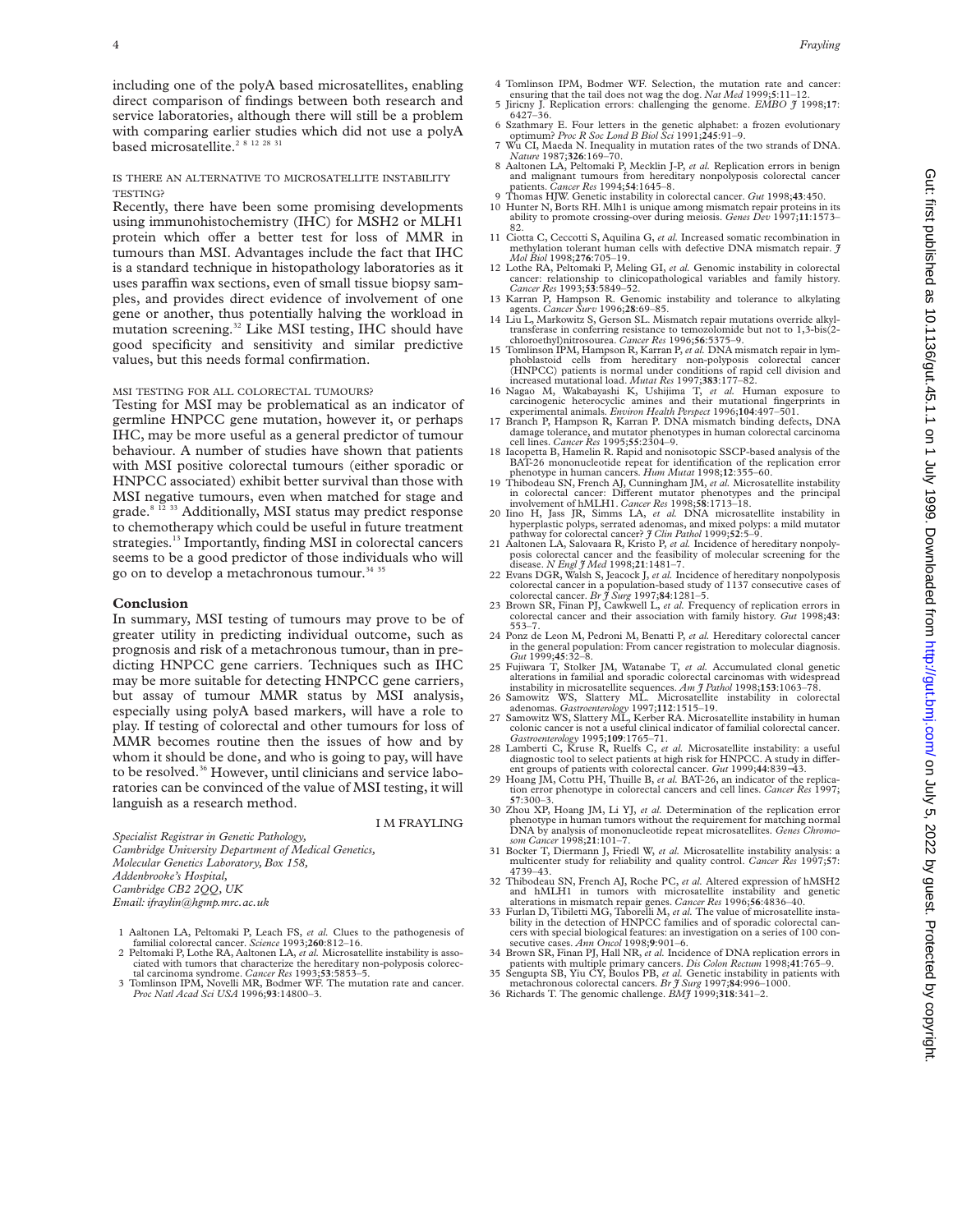including one of the polyA based microsatellites, enabling direct comparison of findings between both research and service laboratories, although there will still be a problem with comparing earlier studies which did not use a polyA based microsatellite.[2 8 12 28 31]

### IS THERE AN ALTERNATIVE TO MICROSATELLITE INSTABILITY TESTING?

Recently, there have been some promising developments using immunohistochemistry (IHC) for MSH2 or MLH1 protein which offer a better test for loss of MMR in tumours than MSI. Advantages include the fact that IHC is a standard technique in histopathology laboratories as it uses paraffin wax sections, even of small tissue biopsy samples, and provides direct evidence of involvement of one gene or another, thus potentially halving the workload in mutation screening.[32] Like MSI testing, IHC should have good specificity and sensitivity and similar predictive values, but this needs formal confirmation.

### MSI TESTING FOR ALL COLORECTAL TUMOURS?

Testing for MSI may be problematical as an indicator of germline HNPCC gene mutation, however it, or perhaps IHC, may be more useful as a general predictor of tumour behaviour. A number of studies have shown that patients with MSI positive colorectal tumours (either sporadic or HNPCC associated) exhibit better survival than those with MSI negative tumours, even when matched for stage and grade.[8 12 33] Additionally, MSI status may predict response to chemotherapy which could be useful in future treatment strategies.[13] Importantly, finding MSI in colorectal cancers seems to be a good predictor of those individuals who will go on to develop a metachronous tumour.[34 35]

## Conclusion

In summary, MSI testing of tumours may prove to be of greater utility in predicting individual outcome, such as prognosis and risk of a metachronous tumour, than in predicting HNPCC gene carriers. Techniques such as IHC may be more suitable for detecting HNPCC gene carriers, but assay of tumour MMR status by MSI analysis, especially using polyA based markers, will have a role to play. If testing of colorectal and other tumours for loss of MMR becomes routine then the issues of how and by whom it should be done, and who is going to pay, will have to be resolved.[36] However, until clinicians and service laboratories can be convinced of the value of MSI testing, it will languish as a research method.

I M FRAYLING

*Specialist Registrar in Genetic Pathology,*
*Cambridge University Department of Medical Genetics,*
*Molecular Genetics Laboratory, Box 158,*
*Addenbrooke's Hospital,*
*Cambridge CB2 2QQ, UK*
*Email: ifraylin@hgmp.mrc.ac.uk*

1 Aaltonen LA, Peltomaki P, Leach FS, *et al.* Clues to the pathogenesis of familial colorectal cancer. *Science* 1993;**260**:812–16.
2 Peltomaki P, Lothe RA, Aaltonen LA, *et al.* Microsatellite instability is associated with tumors that characterize the hereditary non-polyposis colorectal carcinoma syndrome. *Cancer Res* 1993;**53**:5853–5.
3 Tomlinson IPM, Novelli MR, Bodmer WF. The mutation rate and cancer. *Proc Natl Acad Sci USA* 1996;**93**:14800–3.
4 Tomlinson IPM, Bodmer WF. Selection, the mutation rate and cancer: ensuring that the tail does not wag the dog. *Nat Med* 1999;**5**:11–12.
5 Jiricny J. Replication errors: challenging the genome. *EMBO J* 1998;**17**: 6427–36.
6 Szathmary E. Four letters in the genetic alphabet: a frozen evolutionary optimum? *Proc R Soc Lond B Biol Sci* 1991;**245**:91–9.
7 Wu CI, Maeda N. Inequality in mutation rates of the two strands of DNA. *Nature* 1987;**326**:169–70.
8 Aaltonen LA, Peltomaki P, Mecklin J-P, *et al.* Replication errors in benign and malignant tumours from hereditary nonpolyposis colorectal cancer patients. *Cancer Res* 1994;**54**:1645–8.
9 Thomas HJW. Genetic instability in colorectal cancer. *Gut* 1998;**43**:450.
10 Hunter N, Borts RH. Mlh1 is unique among mismatch repair proteins in its ability to promote crossing-over during meiosis. *Genes Dev* 1997;**11**:1573–82.
11 Ciotta C, Ceccotti S, Aquilina G, *et al.* Increased somatic recombination in methylation tolerant human cells with defective DNA mismatch repair. *J Mol Biol* 1998;**276**:705–19.
12 Lothe RA, Peltomaki P, Meling GI, *et al.* Genomic instability in colorectal cancer: relationship to clinicopathological variables and family history. *Cancer Res* 1993;**53**:5849–52.
13 Karran P, Hampson R. Genomic instability and tolerance to alkylating agents. *Cancer Surv* 1996;**28**:69–85.
14 Liu L, Markowitz S, Gerson SL. Mismatch repair mutations override alkyltransferase in conferring resistance to temozolomide but not to 1,3-bis(2-chloroethyl)nitrosourea. *Cancer Res* 1996;**56**:5375–9.
15 Tomlinson IPM, Hampson R, Karran P, *et al.* DNA mismatch repair in lymphoblastoid cells from hereditary non-polyposis colorectal cancer (HNPCC) patients is normal under conditions of rapid cell division and increased mutational load. *Mutat Res* 1997;**383**:177–82.
16 Nagao M, Wakabayashi K, Ushijima T, *et al.* Human exposure to carcinogenic heterocyclic amines and their mutational fingerprints in experimental animals. *Environ Health Perspect* 1996;**104**:497–501.
17 Branch P, Hampson R, Karran P. DNA mismatch binding defects, DNA damage tolerance, and mutator phenotypes in human colorectal carcinoma cell lines. *Cancer Res* 1995;**55**:2304–9.
18 Iacopetta B, Hamelin R. Rapid and nonisotopic SSCP-based analysis of the BAT-26 mononucleotide repeat for identification of the replication error phenotype in human cancers. *Hum Mutat* 1998;**12**:355–60.
19 Thibodeau SN, French AJ, Cunningham JM, *et al.* Microsatellite instability in colorectal cancer: Different mutator phenotypes and the principal involvement of hMLH1. *Cancer Res* 1998;**58**:1713–18.
20 Iino H, Jass JR, Simms LA, *et al.* DNA microsatellite instability in hyperplastic polyps, serrated adenomas, and mixed polyps: a mild mutator pathway for colorectal cancer? *J Clin Pathol* 1999;**52**:5–9.
21 Aaltonen LA, Salovaara R, Kristo P, *et al.* Incidence of hereditary nonpolyposis colorectal cancer and the feasibility of molecular screening for the disease. *N Engl J Med* 1998;**21**:1481–7.
22 Evans DGR, Walsh S, Jeacock J, *et al.* Incidence of hereditary nonpolyposis colorectal cancer in a population-based study of 1137 consecutive cases of colorectal cancer. *Br J Surg* 1997;**84**:1281–5.
23 Brown SR, Finan PJ, Cawkwell L, *et al.* Frequency of replication errors in colorectal cancer and their association with family history. *Gut* 1998;**43**: 553–7.
24 Ponz de Leon M, Pedroni M, Benatti P, *et al.* Hereditary colorectal cancer in the general population: From cancer registration to molecular diagnosis. *Gut* 1999;**45**:32–8.
25 Fujiwara T, Stolker JM, Watanabe T, *et al.* Accumulated clonal genetic alterations in familial and sporadic colorectal carcinomas with widespread instability in microsatellite sequences. *Am J Pathol* 1998;**153**:1063–78.
26 Samowitz WS, Slattery ML. Microsatellite instability in colorectal adenomas. *Gastroenterology* 1997;**112**:1515–19.
27 Samowitz WS, Slattery ML, Kerber RA. Microsatellite instability in human colonic cancer is not a useful clinical indicator of familial colorectal cancer. *Gastroenterology* 1995;**109**:1765–71.
28 Lamberti C, Kruse R, Ruelfs C, *et al.* Microsatellite instability: a useful diagnostic tool to select patients at high risk for HNPCC. A study in different groups of patients with colorectal cancer. *Gut* 1999;**44**:839–43.
29 Hoang JM, Cottu PH, Thuille B, *et al.* BAT-26, an indicator of the replication error phenotype in colorectal cancers and cell lines. *Cancer Res* 1997; **57**:300–3.
30 Zhou XP, Hoang JM, Li YJ, *et al.* Determination of the replication error phenotype in human tumors without the requirement for matching normal DNA by analysis of mononucleotide repeat microsatellites. *Genes Chromosom Cancer* 1998;**21**:101–7.
31 Bocker T, Diermann J, Friedl W, *et al.* Microsatellite instability analysis: a multicenter study for reliability and quality control. *Cancer Res* 1997;**57**: 4739–43.
32 Thibodeau SN, French AJ, Roche PC, *et al.* Altered expression of hMSH2 and hMLH1 in tumors with microsatellite instability and genetic alterations in mismatch repair genes. *Cancer Res* 1996;**56**:4836–40.
33 Furlan D, Tibiletti MG, Taborelli M, *et al.* The value of microsatellite instability in the detection of HNPCC families and of sporadic colorectal cancers with special biological features: an investigation on a series of 100 consecutive cases. *Ann Oncol* 1998;**9**:901–6.
34 Brown SR, Finan PJ, Hall NR, *et al.* Incidence of DNA replication errors in patients with multiple primary cancers. *Dis Colon Rectum* 1998;**41**:765–9.
35 Sengupta SB, Yiu CY, Boulos PB, *et al.* Genetic instability in patients with metachronous colorectal cancers. *Br J Surg* 1997;**84**:996–1000.
36 Richards T. The genomic challenge. *BMJ* 1999;**318**:341–2.